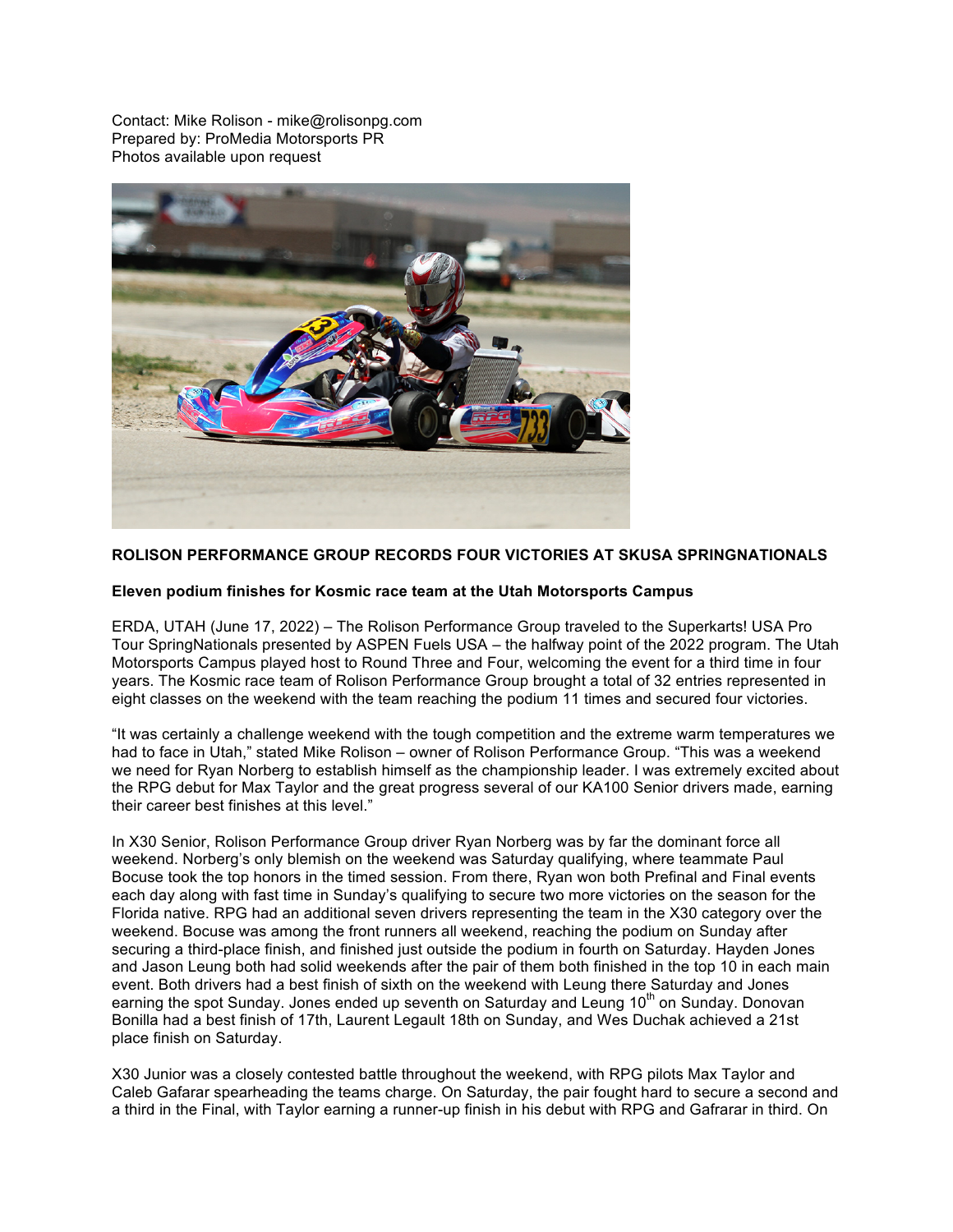Contact: Mike Rolison - mike@rolisonpg.com
Prepared by: ProMedia Motorsports PR
Photos available upon request

**ROLISON PERFORMANCE GROUP RECORDS FOUR VICTORIES AT SKUSA SPRINGNATIONALS**

**Eleven podium finishes for Kosmic race team at the Utah Motorsports Campus**

ERDA, UTAH (June 17, 2022) – The Rolison Performance Group traveled to the Superkarts! USA Pro Tour SpringNationals presented by ASPEN Fuels USA – the halfway point of the 2022 program. The Utah Motorsports Campus played host to Round Three and Four, welcoming the event for a third time in four years. The Kosmic race team of Rolison Performance Group brought a total of 32 entries represented in eight classes on the weekend with the team reaching the podium 11 times and secured four victories.

"It was certainly a challenge weekend with the tough competition and the extreme warm temperatures we had to face in Utah," stated Mike Rolison – owner of Rolison Performance Group. "This was a weekend we need for Ryan Norberg to establish himself as the championship leader. I was extremely excited about the RPG debut for Max Taylor and the great progress several of our KA100 Senior drivers made, earning their career best finishes at this level."

In X30 Senior, Rolison Performance Group driver Ryan Norberg was by far the dominant force all weekend. Norberg's only blemish on the weekend was Saturday qualifying, where teammate Paul Bocuse took the top honors in the timed session. From there, Ryan won both Prefinal and Final events each day along with fast time in Sunday's qualifying to secure two more victories on the season for the Florida native. RPG had an additional seven drivers representing the team in the X30 category over the weekend. Bocuse was among the front runners all weekend, reaching the podium on Sunday after securing a third-place finish, and finished just outside the podium in fourth on Saturday. Hayden Jones and Jason Leung both had solid weekends after the pair of them both finished in the top 10 in each main event. Both drivers had a best finish of sixth on the weekend with Leung there Saturday and Jones earning the spot Sunday. Jones ended up seventh on Saturday and Leung 10th on Sunday. Donovan Bonilla had a best finish of 17th, Laurent Legault 18th on Sunday, and Wes Duchak achieved a 21st place finish on Saturday.

X30 Junior was a closely contested battle throughout the weekend, with RPG pilots Max Taylor and Caleb Gafarar spearheading the teams charge. On Saturday, the pair fought hard to secure a second and a third in the Final, with Taylor earning a runner-up finish in his debut with RPG and Gafrarar in third. On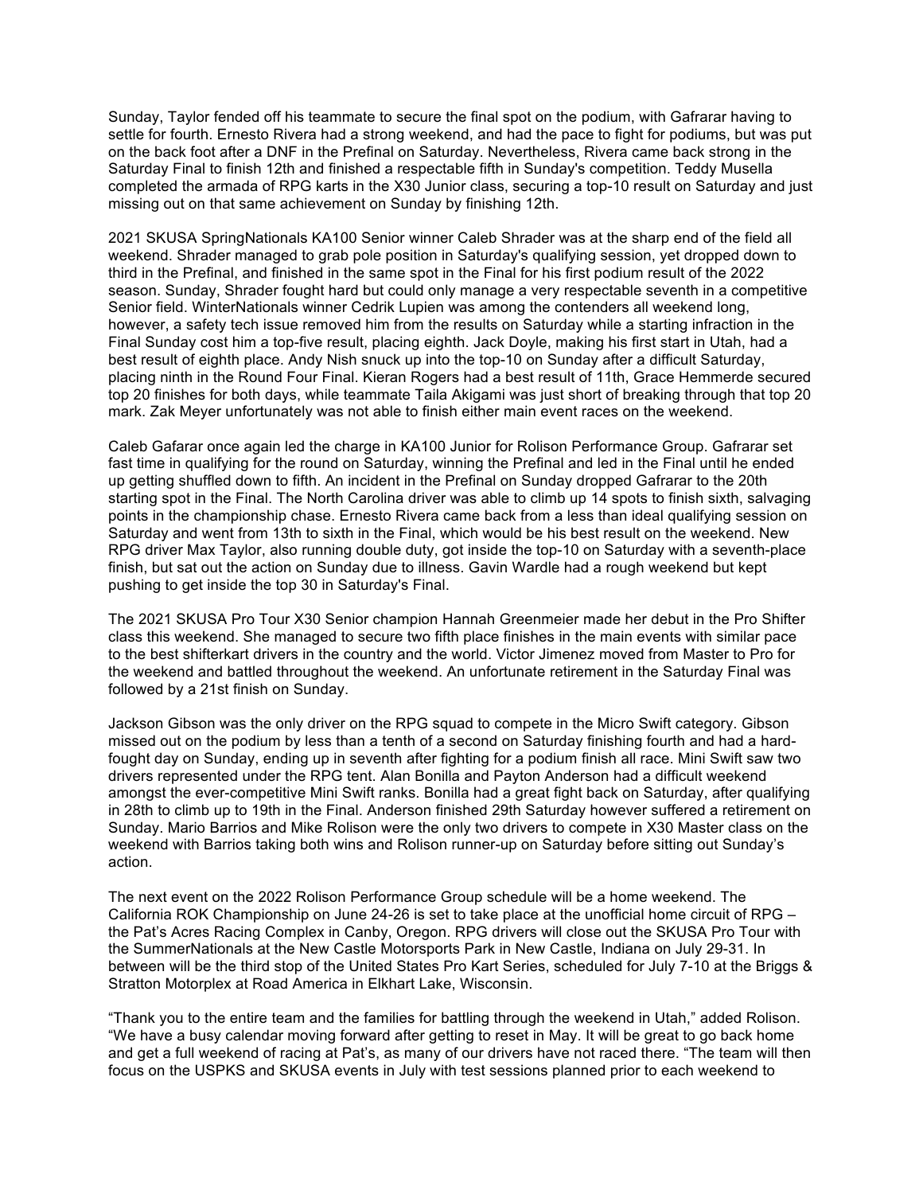Sunday, Taylor fended off his teammate to secure the final spot on the podium, with Gafrarar having to settle for fourth. Ernesto Rivera had a strong weekend, and had the pace to fight for podiums, but was put on the back foot after a DNF in the Prefinal on Saturday. Nevertheless, Rivera came back strong in the Saturday Final to finish 12th and finished a respectable fifth in Sunday's competition. Teddy Musella completed the armada of RPG karts in the X30 Junior class, securing a top-10 result on Saturday and just missing out on that same achievement on Sunday by finishing 12th.

2021 SKUSA SpringNationals KA100 Senior winner Caleb Shrader was at the sharp end of the field all weekend. Shrader managed to grab pole position in Saturday's qualifying session, yet dropped down to third in the Prefinal, and finished in the same spot in the Final for his first podium result of the 2022 season. Sunday, Shrader fought hard but could only manage a very respectable seventh in a competitive Senior field. WinterNationals winner Cedrik Lupien was among the contenders all weekend long, however, a safety tech issue removed him from the results on Saturday while a starting infraction in the Final Sunday cost him a top-five result, placing eighth. Jack Doyle, making his first start in Utah, had a best result of eighth place. Andy Nish snuck up into the top-10 on Sunday after a difficult Saturday, placing ninth in the Round Four Final. Kieran Rogers had a best result of 11th, Grace Hemmerde secured top 20 finishes for both days, while teammate Taila Akigami was just short of breaking through that top 20 mark. Zak Meyer unfortunately was not able to finish either main event races on the weekend.

Caleb Gafarar once again led the charge in KA100 Junior for Rolison Performance Group. Gafrarar set fast time in qualifying for the round on Saturday, winning the Prefinal and led in the Final until he ended up getting shuffled down to fifth. An incident in the Prefinal on Sunday dropped Gafrarar to the 20th starting spot in the Final. The North Carolina driver was able to climb up 14 spots to finish sixth, salvaging points in the championship chase. Ernesto Rivera came back from a less than ideal qualifying session on Saturday and went from 13th to sixth in the Final, which would be his best result on the weekend. New RPG driver Max Taylor, also running double duty, got inside the top-10 on Saturday with a seventh-place finish, but sat out the action on Sunday due to illness. Gavin Wardle had a rough weekend but kept pushing to get inside the top 30 in Saturday's Final.

The 2021 SKUSA Pro Tour X30 Senior champion Hannah Greenmeier made her debut in the Pro Shifter class this weekend. She managed to secure two fifth place finishes in the main events with similar pace to the best shifterkart drivers in the country and the world. Victor Jimenez moved from Master to Pro for the weekend and battled throughout the weekend. An unfortunate retirement in the Saturday Final was followed by a 21st finish on Sunday.

Jackson Gibson was the only driver on the RPG squad to compete in the Micro Swift category. Gibson missed out on the podium by less than a tenth of a second on Saturday finishing fourth and had a hard-fought day on Sunday, ending up in seventh after fighting for a podium finish all race. Mini Swift saw two drivers represented under the RPG tent. Alan Bonilla and Payton Anderson had a difficult weekend amongst the ever-competitive Mini Swift ranks. Bonilla had a great fight back on Saturday, after qualifying in 28th to climb up to 19th in the Final. Anderson finished 29th Saturday however suffered a retirement on Sunday. Mario Barrios and Mike Rolison were the only two drivers to compete in X30 Master class on the weekend with Barrios taking both wins and Rolison runner-up on Saturday before sitting out Sunday's action.

The next event on the 2022 Rolison Performance Group schedule will be a home weekend. The California ROK Championship on June 24-26 is set to take place at the unofficial home circuit of RPG – the Pat's Acres Racing Complex in Canby, Oregon. RPG drivers will close out the SKUSA Pro Tour with the SummerNationals at the New Castle Motorsports Park in New Castle, Indiana on July 29-31. In between will be the third stop of the United States Pro Kart Series, scheduled for July 7-10 at the Briggs & Stratton Motorplex at Road America in Elkhart Lake, Wisconsin.

"Thank you to the entire team and the families for battling through the weekend in Utah," added Rolison. "We have a busy calendar moving forward after getting to reset in May. It will be great to go back home and get a full weekend of racing at Pat's, as many of our drivers have not raced there. "The team will then focus on the USPKS and SKUSA events in July with test sessions planned prior to each weekend to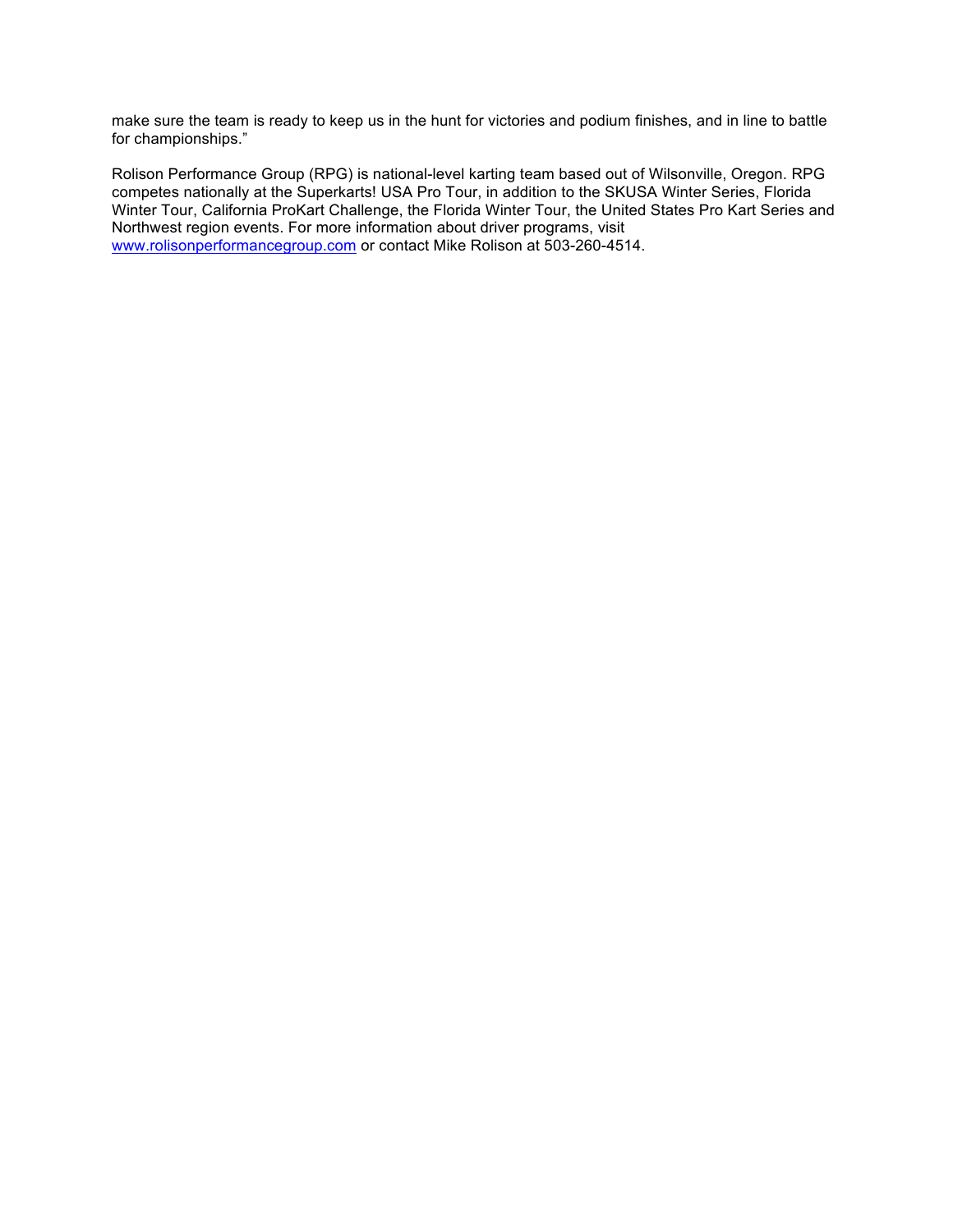make sure the team is ready to keep us in the hunt for victories and podium finishes, and in line to battle for championships."

Rolison Performance Group (RPG) is national-level karting team based out of Wilsonville, Oregon. RPG competes nationally at the Superkarts! USA Pro Tour, in addition to the SKUSA Winter Series, Florida Winter Tour, California ProKart Challenge, the Florida Winter Tour, the United States Pro Kart Series and Northwest region events. For more information about driver programs, visit [www.rolisonperformancegroup.com](http://www.rolisonperformancegroup.com) or contact Mike Rolison at 503-260-4514.